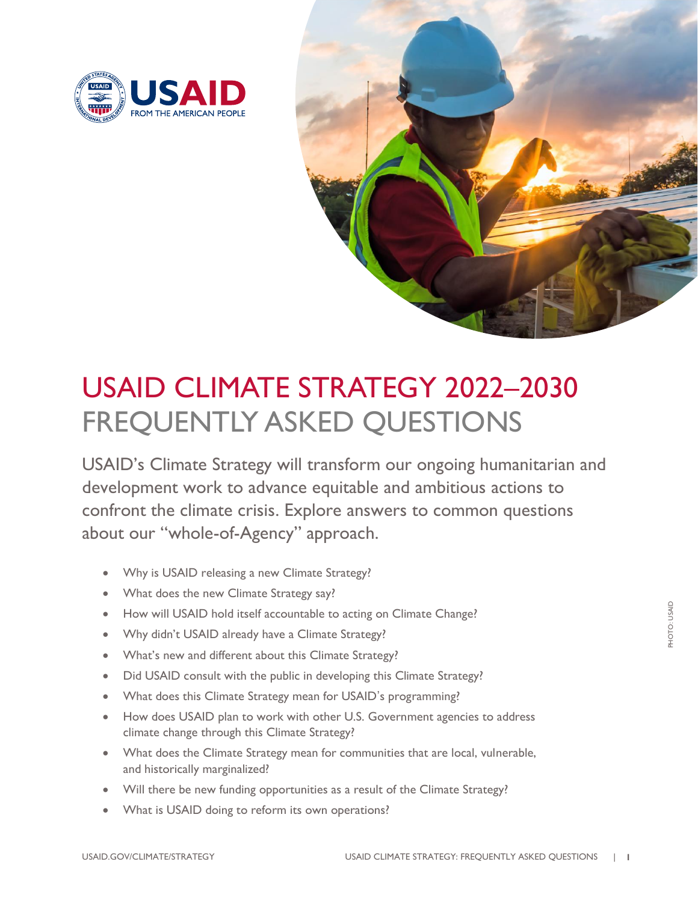# USAID CLIMATE STRATEGY 2022–2030

## FREQUENTLY ASKED QUESTIONS

USAID's Climate Strategy will transform our ongoing humanitarian and development work to advance equitable and ambitious actions to confront the climate crisis. Explore answers to common questions about our "whole-of-Agency" approach.

- Why is USAID releasing a new Climate Strategy?
- What does the new Climate Strategy say?
- How will USAID hold itself accountable to acting on Climate Change?
- Why didn't USAID already have a Climate Strategy?
- What's new and different about this Climate Strategy?
- Did USAID consult with the public in developing this Climate Strategy?
- What does this Climate Strategy mean for USAID's programming?
- How does USAID plan to work with other U.S. Government agencies to address climate change through this Climate Strategy?
- What does the Climate Strategy mean for communities that are local, vulnerable, and historically marginalized?
- Will there be new funding opportunities as a result of the Climate Strategy?
- What is USAID doing to reform its own operations?

PHOTO: USAID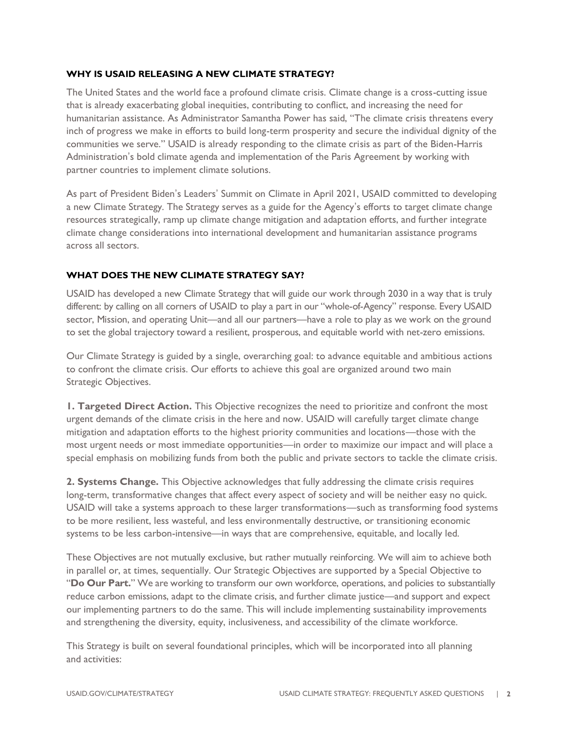### WHY IS USAID RELEASING A NEW CLIMATE STRATEGY?

The United States and the world face a profound climate crisis. Climate change is a cross-cutting issue that is already exacerbating global inequities, contributing to conflict, and increasing the need for humanitarian assistance. As Administrator Samantha Power has said, "The climate crisis threatens every inch of progress we make in efforts to build long-term prosperity and secure the individual dignity of the communities we serve." USAID is already responding to the climate crisis as part of the Biden-Harris Administration's bold climate agenda and implementation of the Paris Agreement by working with partner countries to implement climate solutions.

As part of President Biden's Leaders' Summit on Climate in April 2021, USAID committed to developing a new Climate Strategy. The Strategy serves as a guide for the Agency's efforts to target climate change resources strategically, ramp up climate change mitigation and adaptation efforts, and further integrate climate change considerations into international development and humanitarian assistance programs across all sectors.

### WHAT DOES THE NEW CLIMATE STRATEGY SAY?

USAID has developed a new Climate Strategy that will guide our work through 2030 in a way that is truly different: by calling on all corners of USAID to play a part in our "whole-of-Agency" response. Every USAID sector, Mission, and operating Unit—and all our partners—have a role to play as we work on the ground to set the global trajectory toward a resilient, prosperous, and equitable world with net-zero emissions.

Our Climate Strategy is guided by a single, overarching goal: to advance equitable and ambitious actions to confront the climate crisis. Our efforts to achieve this goal are organized around two main Strategic Objectives.

**1. Targeted Direct Action.** This Objective recognizes the need to prioritize and confront the most urgent demands of the climate crisis in the here and now. USAID will carefully target climate change mitigation and adaptation efforts to the highest priority communities and locations—those with the most urgent needs or most immediate opportunities—in order to maximize our impact and will place a special emphasis on mobilizing funds from both the public and private sectors to tackle the climate crisis.

**2. Systems Change.** This Objective acknowledges that fully addressing the climate crisis requires long-term, transformative changes that affect every aspect of society and will be neither easy no quick. USAID will take a systems approach to these larger transformations—such as transforming food systems to be more resilient, less wasteful, and less environmentally destructive, or transitioning economic systems to be less carbon-intensive—in ways that are comprehensive, equitable, and locally led.

These Objectives are not mutually exclusive, but rather mutually reinforcing. We will aim to achieve both in parallel or, at times, sequentially. Our Strategic Objectives are supported by a Special Objective to "**Do Our Part.**" We are working to transform our own workforce, operations, and policies to substantially reduce carbon emissions, adapt to the climate crisis, and further climate justice—and support and expect our implementing partners to do the same. This will include implementing sustainability improvements and strengthening the diversity, equity, inclusiveness, and accessibility of the climate workforce.

This Strategy is built on several foundational principles, which will be incorporated into all planning and activities: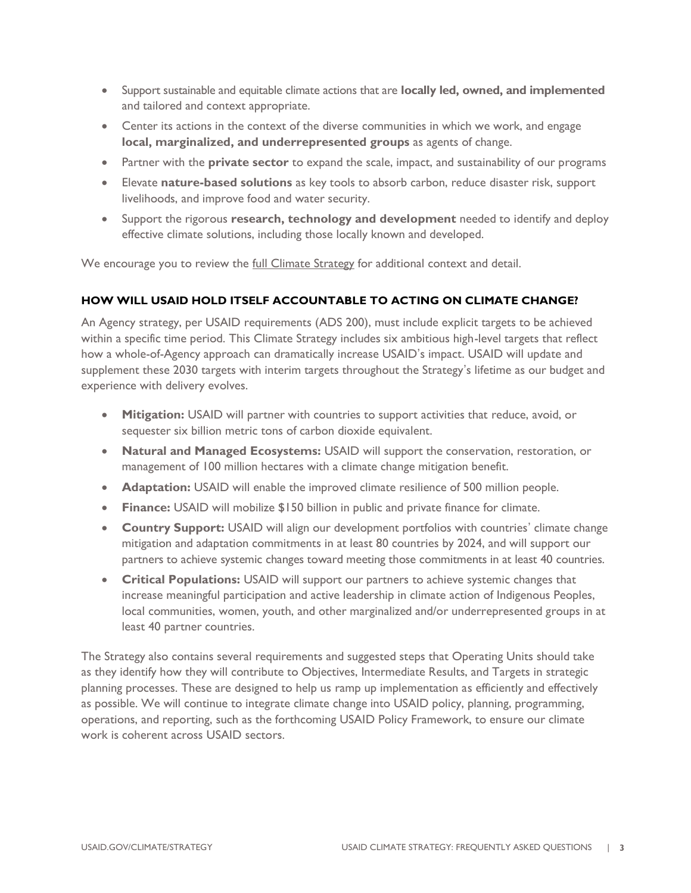- Support sustainable and equitable climate actions that are **locally led, owned, and implemented** and tailored and context appropriate.
- Center its actions in the context of the diverse communities in which we work, and engage **local, marginalized, and underrepresented groups** as agents of change.
- Partner with the **private sector** to expand the scale, impact, and sustainability of our programs
- Elevate **nature-based solutions** as key tools to absorb carbon, reduce disaster risk, support livelihoods, and improve food and water security.
- Support the rigorous **research, technology and development** needed to identify and deploy effective climate solutions, including those locally known and developed.

We encourage you to review the full Climate Strategy for additional context and detail.

### HOW WILL USAID HOLD ITSELF ACCOUNTABLE TO ACTING ON CLIMATE CHANGE?

An Agency strategy, per USAID requirements (ADS 200), must include explicit targets to be achieved within a specific time period. This Climate Strategy includes six ambitious high-level targets that reflect how a whole-of-Agency approach can dramatically increase USAID's impact. USAID will update and supplement these 2030 targets with interim targets throughout the Strategy's lifetime as our budget and experience with delivery evolves.

- **Mitigation:** USAID will partner with countries to support activities that reduce, avoid, or sequester six billion metric tons of carbon dioxide equivalent.
- **Natural and Managed Ecosystems:** USAID will support the conservation, restoration, or management of 100 million hectares with a climate change mitigation benefit.
- **Adaptation:** USAID will enable the improved climate resilience of 500 million people.
- **Finance:** USAID will mobilize $150 billion in public and private finance for climate.
- **Country Support:** USAID will align our development portfolios with countries' climate change mitigation and adaptation commitments in at least 80 countries by 2024, and will support our partners to achieve systemic changes toward meeting those commitments in at least 40 countries.
- **Critical Populations:** USAID will support our partners to achieve systemic changes that increase meaningful participation and active leadership in climate action of Indigenous Peoples, local communities, women, youth, and other marginalized and/or underrepresented groups in at least 40 partner countries.

The Strategy also contains several requirements and suggested steps that Operating Units should take as they identify how they will contribute to Objectives, Intermediate Results, and Targets in strategic planning processes. These are designed to help us ramp up implementation as efficiently and effectively as possible. We will continue to integrate climate change into USAID policy, planning, programming, operations, and reporting, such as the forthcoming USAID Policy Framework, to ensure our climate work is coherent across USAID sectors.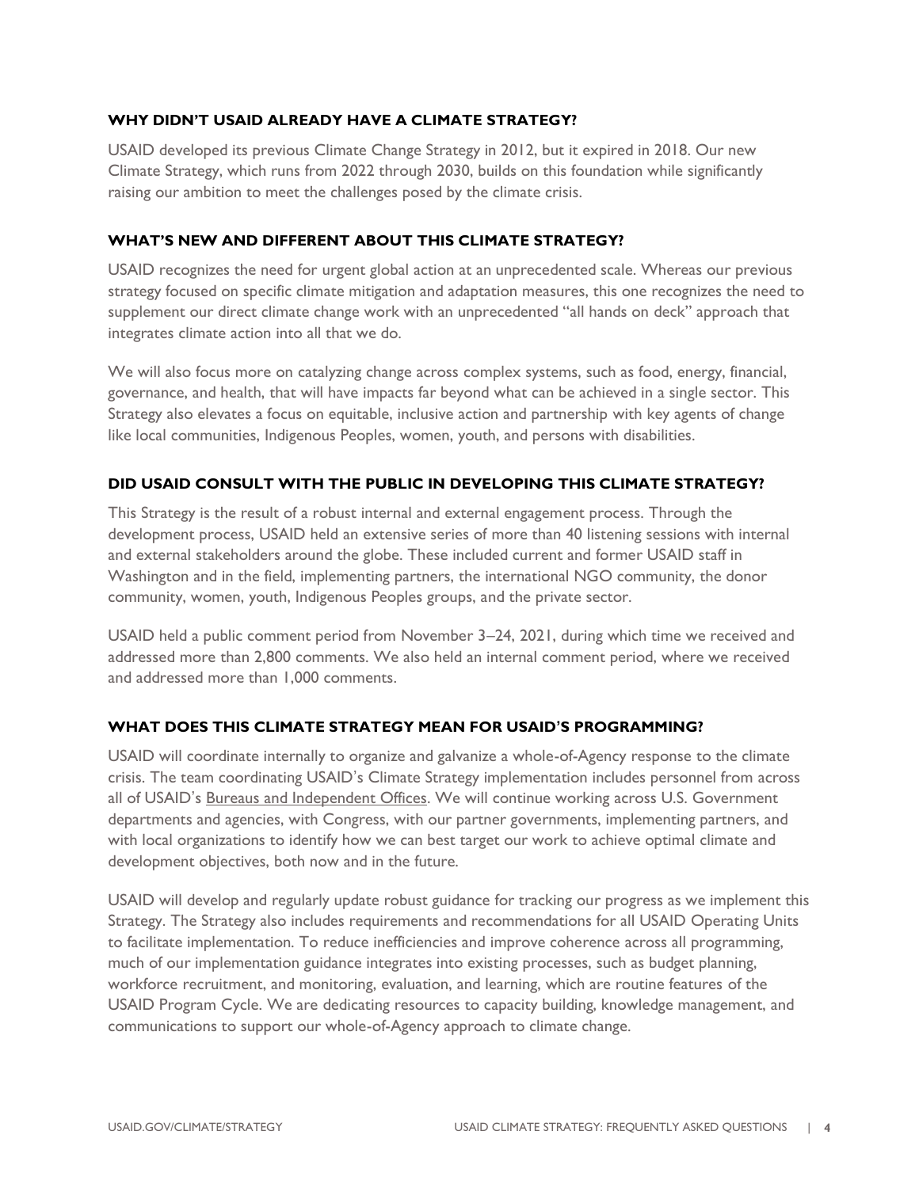### WHY DIDN'T USAID ALREADY HAVE A CLIMATE STRATEGY?

USAID developed its previous Climate Change Strategy in 2012, but it expired in 2018. Our new Climate Strategy, which runs from 2022 through 2030, builds on this foundation while significantly raising our ambition to meet the challenges posed by the climate crisis.

### WHAT'S NEW AND DIFFERENT ABOUT THIS CLIMATE STRATEGY?

USAID recognizes the need for urgent global action at an unprecedented scale. Whereas our previous strategy focused on specific climate mitigation and adaptation measures, this one recognizes the need to supplement our direct climate change work with an unprecedented "all hands on deck" approach that integrates climate action into all that we do.

We will also focus more on catalyzing change across complex systems, such as food, energy, financial, governance, and health, that will have impacts far beyond what can be achieved in a single sector. This Strategy also elevates a focus on equitable, inclusive action and partnership with key agents of change like local communities, Indigenous Peoples, women, youth, and persons with disabilities.

### DID USAID CONSULT WITH THE PUBLIC IN DEVELOPING THIS CLIMATE STRATEGY?

This Strategy is the result of a robust internal and external engagement process. Through the development process, USAID held an extensive series of more than 40 listening sessions with internal and external stakeholders around the globe. These included current and former USAID staff in Washington and in the field, implementing partners, the international NGO community, the donor community, women, youth, Indigenous Peoples groups, and the private sector.

USAID held a public comment period from November 3–24, 2021, during which time we received and addressed more than 2,800 comments. We also held an internal comment period, where we received and addressed more than 1,000 comments.

### WHAT DOES THIS CLIMATE STRATEGY MEAN FOR USAID'S PROGRAMMING?

USAID will coordinate internally to organize and galvanize a whole-of-Agency response to the climate crisis. The team coordinating USAID's Climate Strategy implementation includes personnel from across all of USAID's Bureaus and Independent Offices. We will continue working across U.S. Government departments and agencies, with Congress, with our partner governments, implementing partners, and with local organizations to identify how we can best target our work to achieve optimal climate and development objectives, both now and in the future.

USAID will develop and regularly update robust guidance for tracking our progress as we implement this Strategy. The Strategy also includes requirements and recommendations for all USAID Operating Units to facilitate implementation. To reduce inefficiencies and improve coherence across all programming, much of our implementation guidance integrates into existing processes, such as budget planning, workforce recruitment, and monitoring, evaluation, and learning, which are routine features of the USAID Program Cycle. We are dedicating resources to capacity building, knowledge management, and communications to support our whole-of-Agency approach to climate change.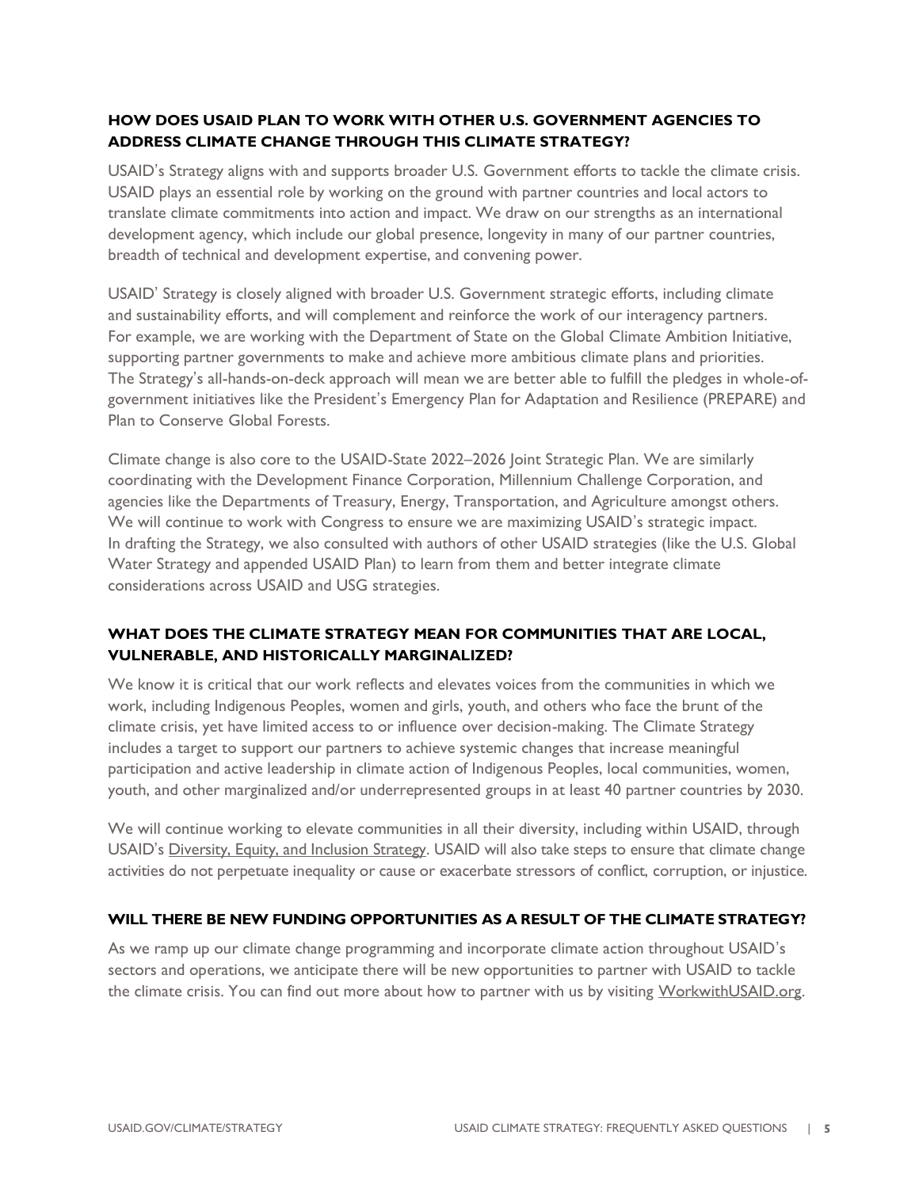### HOW DOES USAID PLAN TO WORK WITH OTHER U.S. GOVERNMENT AGENCIES TO ADDRESS CLIMATE CHANGE THROUGH THIS CLIMATE STRATEGY?

USAID's Strategy aligns with and supports broader U.S. Government efforts to tackle the climate crisis. USAID plays an essential role by working on the ground with partner countries and local actors to translate climate commitments into action and impact. We draw on our strengths as an international development agency, which include our global presence, longevity in many of our partner countries, breadth of technical and development expertise, and convening power.

USAID' Strategy is closely aligned with broader U.S. Government strategic efforts, including climate and sustainability efforts, and will complement and reinforce the work of our interagency partners. For example, we are working with the Department of State on the Global Climate Ambition Initiative, supporting partner governments to make and achieve more ambitious climate plans and priorities. The Strategy's all-hands-on-deck approach will mean we are better able to fulfill the pledges in whole-of-government initiatives like the President's Emergency Plan for Adaptation and Resilience (PREPARE) and Plan to Conserve Global Forests.

Climate change is also core to the USAID-State 2022–2026 Joint Strategic Plan. We are similarly coordinating with the Development Finance Corporation, Millennium Challenge Corporation, and agencies like the Departments of Treasury, Energy, Transportation, and Agriculture amongst others. We will continue to work with Congress to ensure we are maximizing USAID's strategic impact. In drafting the Strategy, we also consulted with authors of other USAID strategies (like the U.S. Global Water Strategy and appended USAID Plan) to learn from them and better integrate climate considerations across USAID and USG strategies.

### WHAT DOES THE CLIMATE STRATEGY MEAN FOR COMMUNITIES THAT ARE LOCAL, VULNERABLE, AND HISTORICALLY MARGINALIZED?

We know it is critical that our work reflects and elevates voices from the communities in which we work, including Indigenous Peoples, women and girls, youth, and others who face the brunt of the climate crisis, yet have limited access to or influence over decision-making. The Climate Strategy includes a target to support our partners to achieve systemic changes that increase meaningful participation and active leadership in climate action of Indigenous Peoples, local communities, women, youth, and other marginalized and/or underrepresented groups in at least 40 partner countries by 2030.

We will continue working to elevate communities in all their diversity, including within USAID, through USAID's Diversity, Equity, and Inclusion Strategy. USAID will also take steps to ensure that climate change activities do not perpetuate inequality or cause or exacerbate stressors of conflict, corruption, or injustice.

### WILL THERE BE NEW FUNDING OPPORTUNITIES AS A RESULT OF THE CLIMATE STRATEGY?

As we ramp up our climate change programming and incorporate climate action throughout USAID's sectors and operations, we anticipate there will be new opportunities to partner with USAID to tackle the climate crisis. You can find out more about how to partner with us by visiting WorkwithUSAID.org.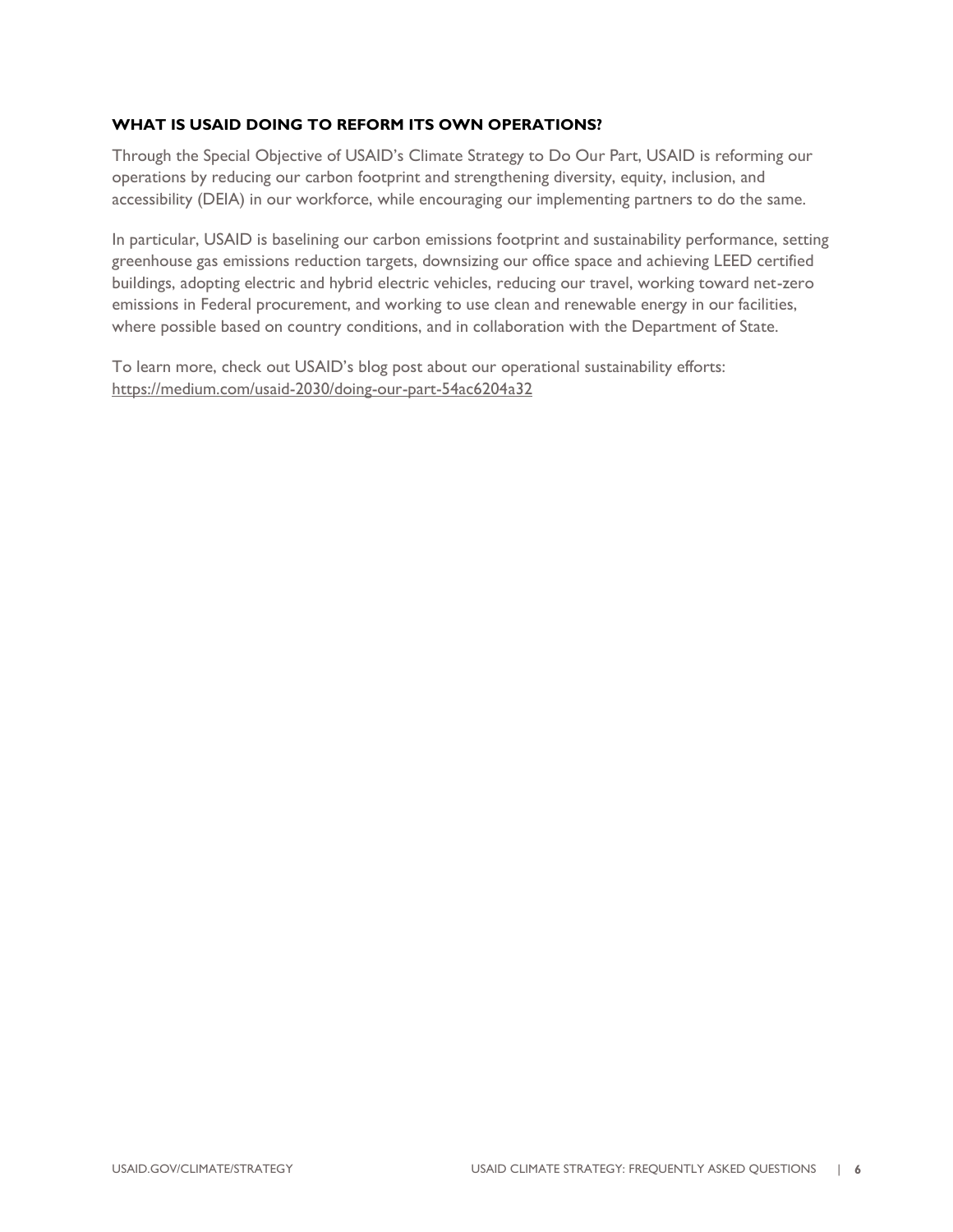### WHAT IS USAID DOING TO REFORM ITS OWN OPERATIONS?

Through the Special Objective of USAID's Climate Strategy to Do Our Part, USAID is reforming our operations by reducing our carbon footprint and strengthening diversity, equity, inclusion, and accessibility (DEIA) in our workforce, while encouraging our implementing partners to do the same.

In particular, USAID is baselining our carbon emissions footprint and sustainability performance, setting greenhouse gas emissions reduction targets, downsizing our office space and achieving LEED certified buildings, adopting electric and hybrid electric vehicles, reducing our travel, working toward net-zero emissions in Federal procurement, and working to use clean and renewable energy in our facilities, where possible based on country conditions, and in collaboration with the Department of State.

To learn more, check out USAID's blog post about our operational sustainability efforts: https://medium.com/usaid-2030/doing-our-part-54ac6204a32